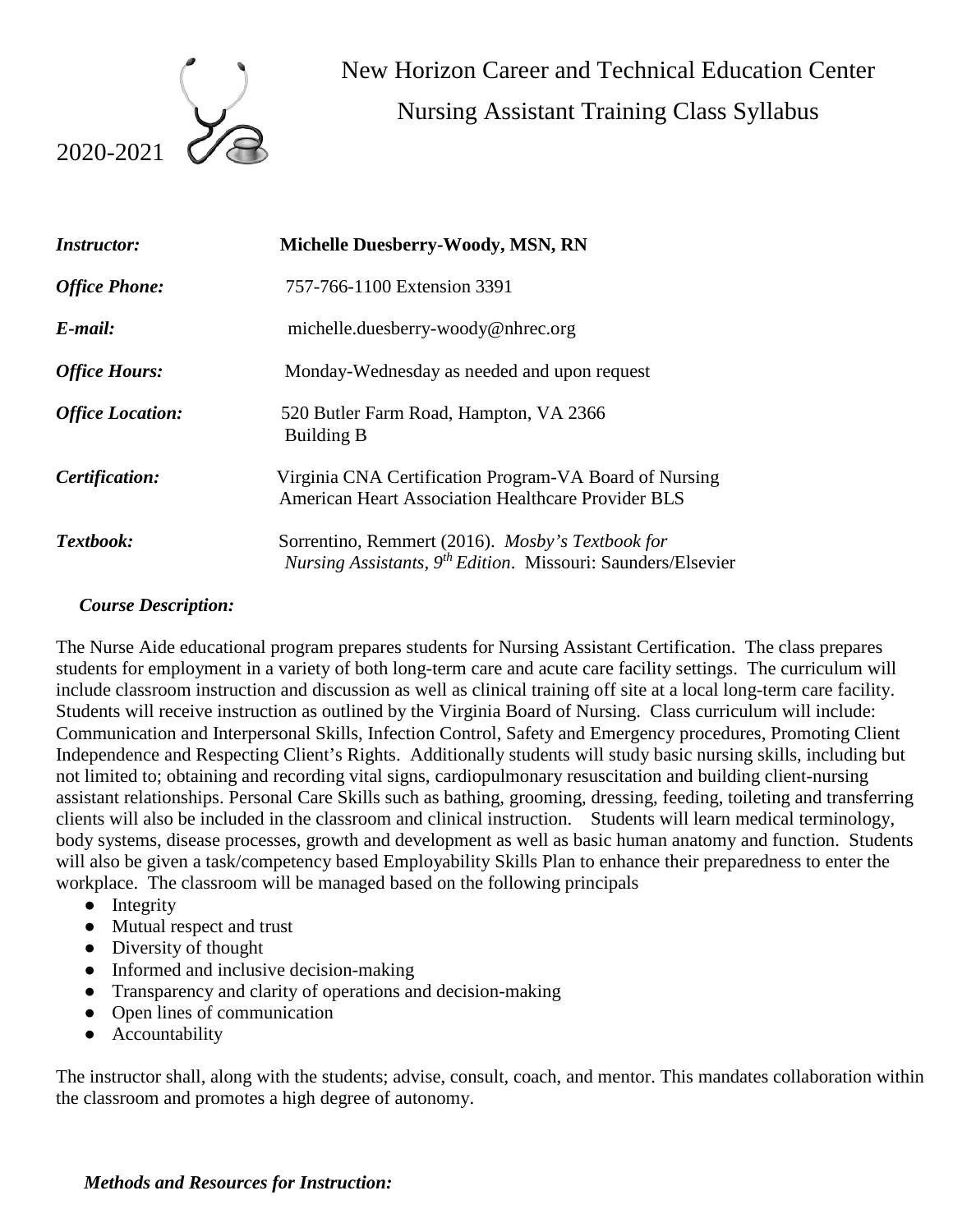# New Horizon Career and Technical Education Center

## Nursing Assistant Training Class Syllabus

2020-2021

| | |
|---|---|
| ***Instructor:*** | **Michelle Duesberry-Woody, MSN, RN** |
| ***Office Phone:*** | 757-766-1100 Extension 3391 |
| ***E-mail:*** | michelle.duesberry-woody@nhrec.org |
| ***Office Hours:*** | Monday-Wednesday as needed and upon request |
| ***Office Location:*** | 520 Butler Farm Road, Hampton, VA 2366<br>Building B |
| ***Certification:*** | Virginia CNA Certification Program-VA Board of Nursing<br>American Heart Association Healthcare Provider BLS |
| ***Textbook:*** | Sorrentino, Remmert (2016). *Mosby's Textbook for Nursing Assistants, 9th Edition*. Missouri: Saunders/Elsevier |

***Course Description:***

The Nurse Aide educational program prepares students for Nursing Assistant Certification. The class prepares students for employment in a variety of both long-term care and acute care facility settings. The curriculum will include classroom instruction and discussion as well as clinical training off site at a local long-term care facility. Students will receive instruction as outlined by the Virginia Board of Nursing. Class curriculum will include: Communication and Interpersonal Skills, Infection Control, Safety and Emergency procedures, Promoting Client Independence and Respecting Client's Rights. Additionally students will study basic nursing skills, including but not limited to; obtaining and recording vital signs, cardiopulmonary resuscitation and building client-nursing assistant relationships. Personal Care Skills such as bathing, grooming, dressing, feeding, toileting and transferring clients will also be included in the classroom and clinical instruction. Students will learn medical terminology, body systems, disease processes, growth and development as well as basic human anatomy and function. Students will also be given a task/competency based Employability Skills Plan to enhance their preparedness to enter the workplace. The classroom will be managed based on the following principals

- Integrity
- Mutual respect and trust
- Diversity of thought
- Informed and inclusive decision-making
- Transparency and clarity of operations and decision-making
- Open lines of communication
- Accountability

The instructor shall, along with the students; advise, consult, coach, and mentor. This mandates collaboration within the classroom and promotes a high degree of autonomy.

***Methods and Resources for Instruction:***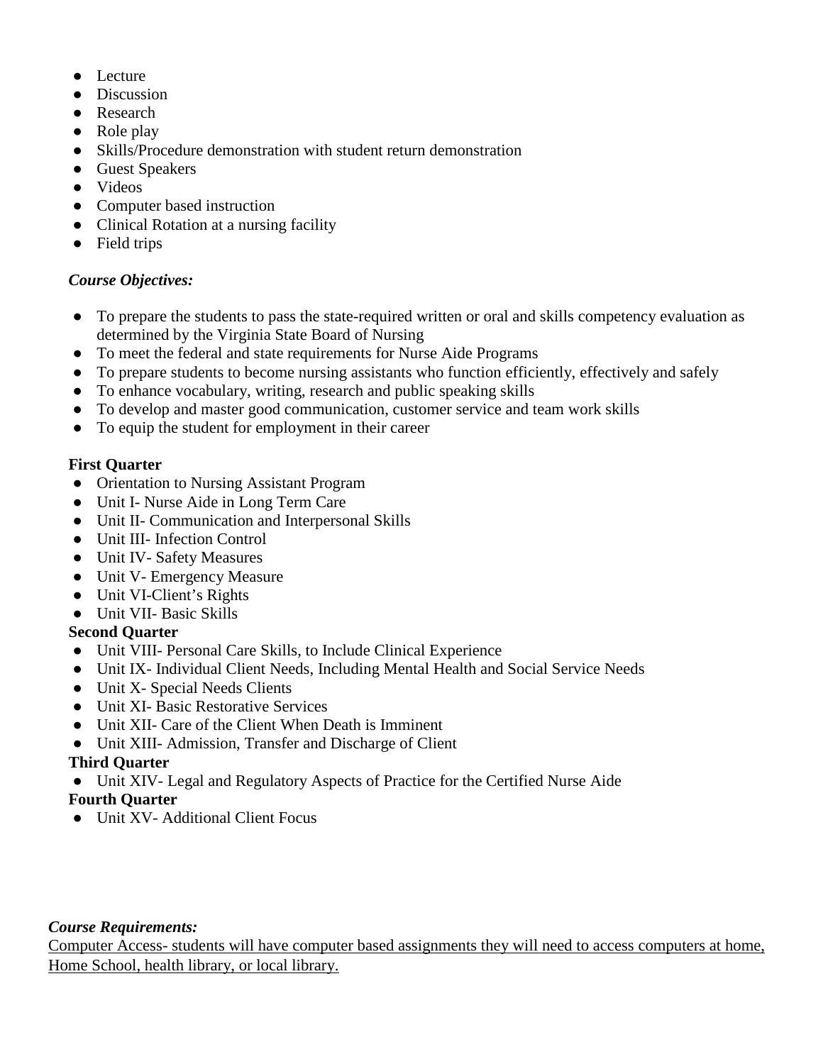- Lecture
- Discussion
- Research
- Role play
- Skills/Procedure demonstration with student return demonstration
- Guest Speakers
- Videos
- Computer based instruction
- Clinical Rotation at a nursing facility
- Field trips

***Course Objectives:***

- To prepare the students to pass the state-required written or oral and skills competency evaluation as determined by the Virginia State Board of Nursing
- To meet the federal and state requirements for Nurse Aide Programs
- To prepare students to become nursing assistants who function efficiently, effectively and safely
- To enhance vocabulary, writing, research and public speaking skills
- To develop and master good communication, customer service and team work skills
- To equip the student for employment in their career

**First Quarter**

- Orientation to Nursing Assistant Program
- Unit I- Nurse Aide in Long Term Care
- Unit II- Communication and Interpersonal Skills
- Unit III- Infection Control
- Unit IV- Safety Measures
- Unit V- Emergency Measure
- Unit VI-Client's Rights
- Unit VII- Basic Skills

**Second Quarter**

- Unit VIII- Personal Care Skills, to Include Clinical Experience
- Unit IX- Individual Client Needs, Including Mental Health and Social Service Needs
- Unit X- Special Needs Clients
- Unit XI- Basic Restorative Services
- Unit XII- Care of the Client When Death is Imminent
- Unit XIII- Admission, Transfer and Discharge of Client

**Third Quarter**

- Unit XIV- Legal and Regulatory Aspects of Practice for the Certified Nurse Aide

**Fourth Quarter**

- Unit XV- Additional Client Focus

***Course Requirements:***

Computer Access- students will have computer based assignments they will need to access computers at home, Home School, health library, or local library.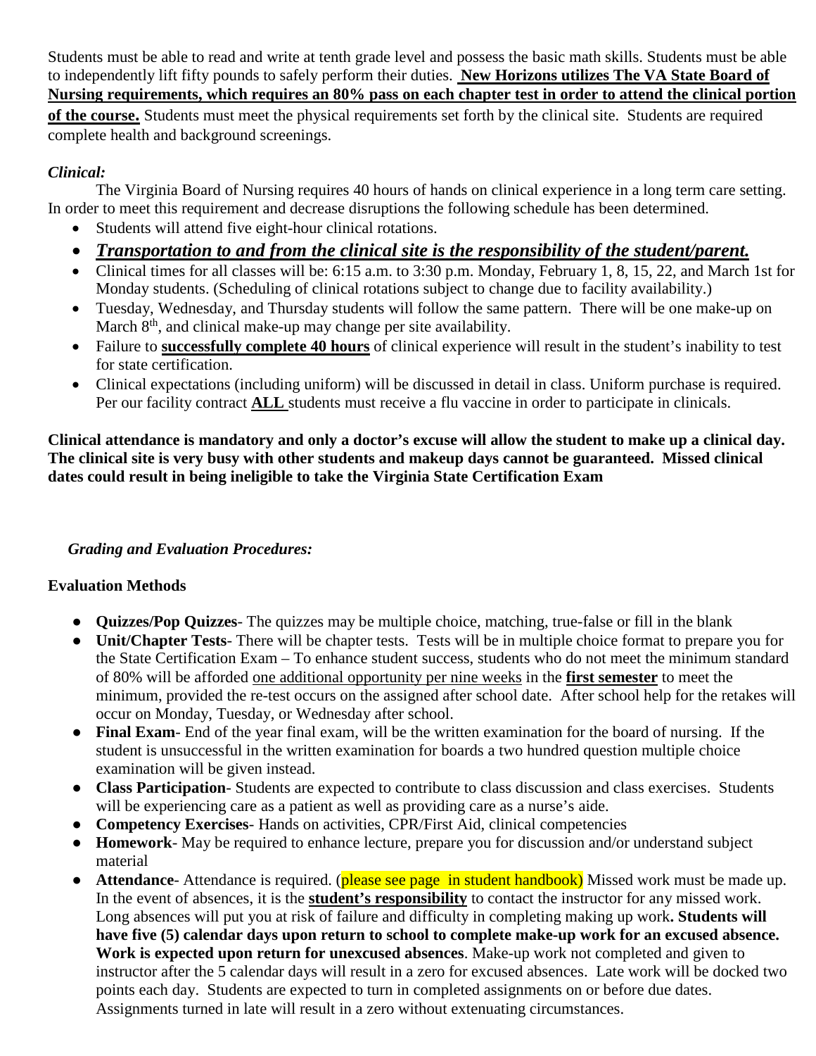Students must be able to read and write at tenth grade level and possess the basic math skills. Students must be able to independently lift fifty pounds to safely perform their duties. **New Horizons utilizes The VA State Board of Nursing requirements, which requires an 80% pass on each chapter test in order to attend the clinical portion of the course.** Students must meet the physical requirements set forth by the clinical site. Students are required complete health and background screenings.

### *Clinical:*

The Virginia Board of Nursing requires 40 hours of hands on clinical experience in a long term care setting. In order to meet this requirement and decrease disruptions the following schedule has been determined.

- Students will attend five eight-hour clinical rotations.
- ***Transportation to and from the clinical site is the responsibility of the student/parent.***
- Clinical times for all classes will be: 6:15 a.m. to 3:30 p.m. Monday, February 1, 8, 15, 22, and March 1st for Monday students. (Scheduling of clinical rotations subject to change due to facility availability.)
- Tuesday, Wednesday, and Thursday students will follow the same pattern. There will be one make-up on March 8th, and clinical make-up may change per site availability.
- Failure to **successfully complete 40 hours** of clinical experience will result in the student's inability to test for state certification.
- Clinical expectations (including uniform) will be discussed in detail in class. Uniform purchase is required. Per our facility contract **ALL** students must receive a flu vaccine in order to participate in clinicals.

**Clinical attendance is mandatory and only a doctor's excuse will allow the student to make up a clinical day. The clinical site is very busy with other students and makeup days cannot be guaranteed. Missed clinical dates could result in being ineligible to take the Virginia State Certification Exam**

### *Grading and Evaluation Procedures:*

**Evaluation Methods**

- **Quizzes/Pop Quizzes**- The quizzes may be multiple choice, matching, true-false or fill in the blank
- **Unit/Chapter Tests**- There will be chapter tests. Tests will be in multiple choice format to prepare you for the State Certification Exam – To enhance student success, students who do not meet the minimum standard of 80% will be afforded one additional opportunity per nine weeks in the **first semester** to meet the minimum, provided the re-test occurs on the assigned after school date. After school help for the retakes will occur on Monday, Tuesday, or Wednesday after school.
- **Final Exam**- End of the year final exam, will be the written examination for the board of nursing. If the student is unsuccessful in the written examination for boards a two hundred question multiple choice examination will be given instead.
- **Class Participation**- Students are expected to contribute to class discussion and class exercises. Students will be experiencing care as a patient as well as providing care as a nurse's aide.
- **Competency Exercises**- Hands on activities, CPR/First Aid, clinical competencies
- **Homework**- May be required to enhance lecture, prepare you for discussion and/or understand subject material
- **Attendance**- Attendance is required. (please see page in student handbook) Missed work must be made up. In the event of absences, it is the **student's responsibility** to contact the instructor for any missed work. Long absences will put you at risk of failure and difficulty in completing making up work**. Students will have five (5) calendar days upon return to school to complete make-up work for an excused absence. Work is expected upon return for unexcused absences**. Make-up work not completed and given to instructor after the 5 calendar days will result in a zero for excused absences. Late work will be docked two points each day. Students are expected to turn in completed assignments on or before due dates. Assignments turned in late will result in a zero without extenuating circumstances.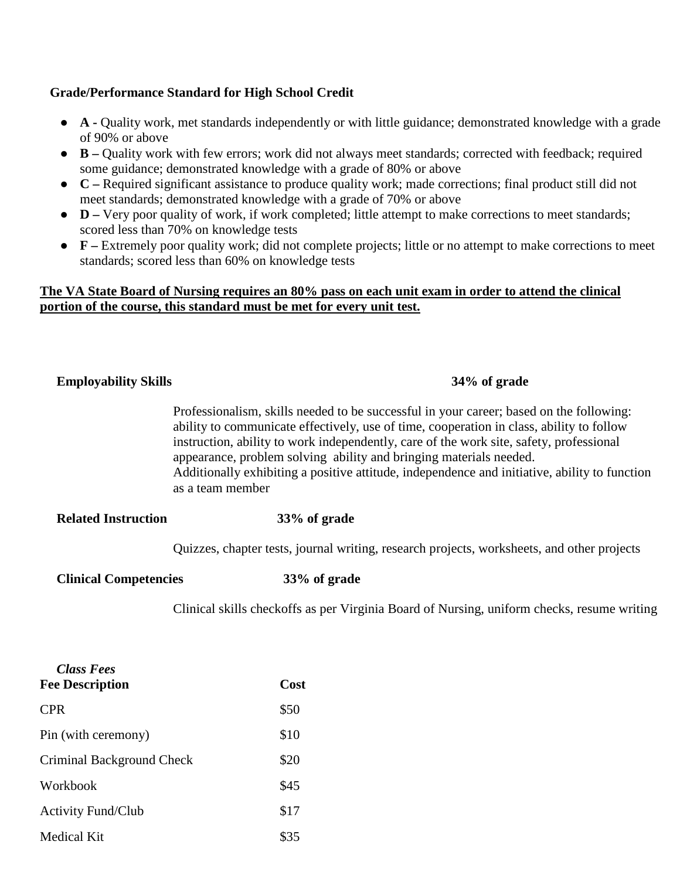**Grade/Performance Standard for High School Credit**

- **A -** Quality work, met standards independently or with little guidance; demonstrated knowledge with a grade of 90% or above
- **B –** Quality work with few errors; work did not always meet standards; corrected with feedback; required some guidance; demonstrated knowledge with a grade of 80% or above
- **C –** Required significant assistance to produce quality work; made corrections; final product still did not meet standards; demonstrated knowledge with a grade of 70% or above
- **D –** Very poor quality of work, if work completed; little attempt to make corrections to meet standards; scored less than 70% on knowledge tests
- **F –** Extremely poor quality work; did not complete projects; little or no attempt to make corrections to meet standards; scored less than 60% on knowledge tests

**<u>The VA State Board of Nursing requires an 80% pass on each unit exam in order to attend the clinical portion of the course, this standard must be met for every unit test.</u>**

**Employability Skills** **34% of grade**

Professionalism, skills needed to be successful in your career; based on the following: ability to communicate effectively, use of time, cooperation in class, ability to follow instruction, ability to work independently, care of the work site, safety, professional appearance, problem solving ability and bringing materials needed.
Additionally exhibiting a positive attitude, independence and initiative, ability to function as a team member

**Related Instruction** **33% of grade**

Quizzes, chapter tests, journal writing, research projects, worksheets, and other projects

**Clinical Competencies** **33% of grade**

Clinical skills checkoffs as per Virginia Board of Nursing, uniform checks, resume writing

***Class Fees***

| Fee Description | Cost |
|---|---|
| CPR | \$50 |
| Pin (with ceremony) | \$10 |
| Criminal Background Check | \$20 |
| Workbook | \$45 |
| Activity Fund/Club | \$17 |
| Medical Kit | \$35 |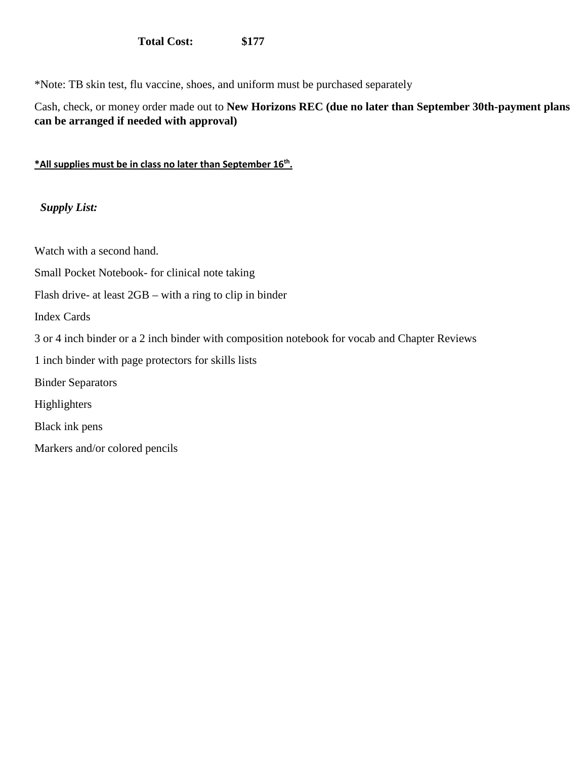**Total Cost: $177**

*Note: TB skin test, flu vaccine, shoes, and uniform must be purchased separately

Cash, check, or money order made out to **New Horizons REC (due no later than September 30th-payment plans can be arranged if needed with approval)**

**<u>*All supplies must be in class no later than September 16th.</u>**

***Supply List:***

Watch with a second hand.

Small Pocket Notebook- for clinical note taking

Flash drive- at least 2GB – with a ring to clip in binder

Index Cards

3 or 4 inch binder or a 2 inch binder with composition notebook for vocab and Chapter Reviews

1 inch binder with page protectors for skills lists

Binder Separators

Highlighters

Black ink pens

Markers and/or colored pencils